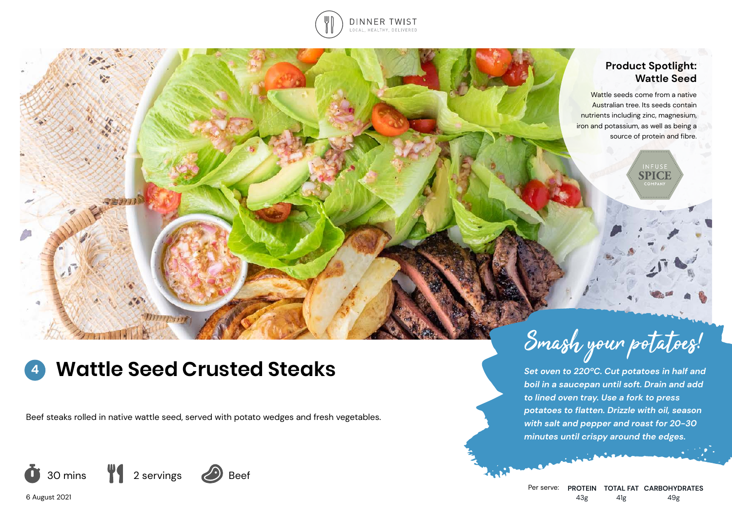DINNER TWIST

LOCAL, HEALTHY, DELIVERED

## Product Spotlight: Wattle Seed

Wattle seeds come from a native Australian tree. Its seeds contain nutrients including zinc, magnesium, iron and potassium, as well as being a source of protein and fibre.

INFUSE SPICE COMPANY

# 4 Wattle Seed Crusted Steaks

Beef steaks rolled in native wattle seed, served with potato wedges and fresh vegetables.

30 mins | 2 servings | Beef

6 August 2021

## Smash your potatoes!

***Set oven to 220°C. Cut potatoes in half and boil in a saucepan until soft. Drain and add to lined oven tray. Use a fork to press potatoes to flatten. Drizzle with oil, season with salt and pepper and roast for 20-30 minutes until crispy around the edges.***

| Per serve: | PROTEIN | TOTAL FAT | CARBOHYDRATES |
| --- | --- | --- | --- |
| | 43g | 41g | 49g |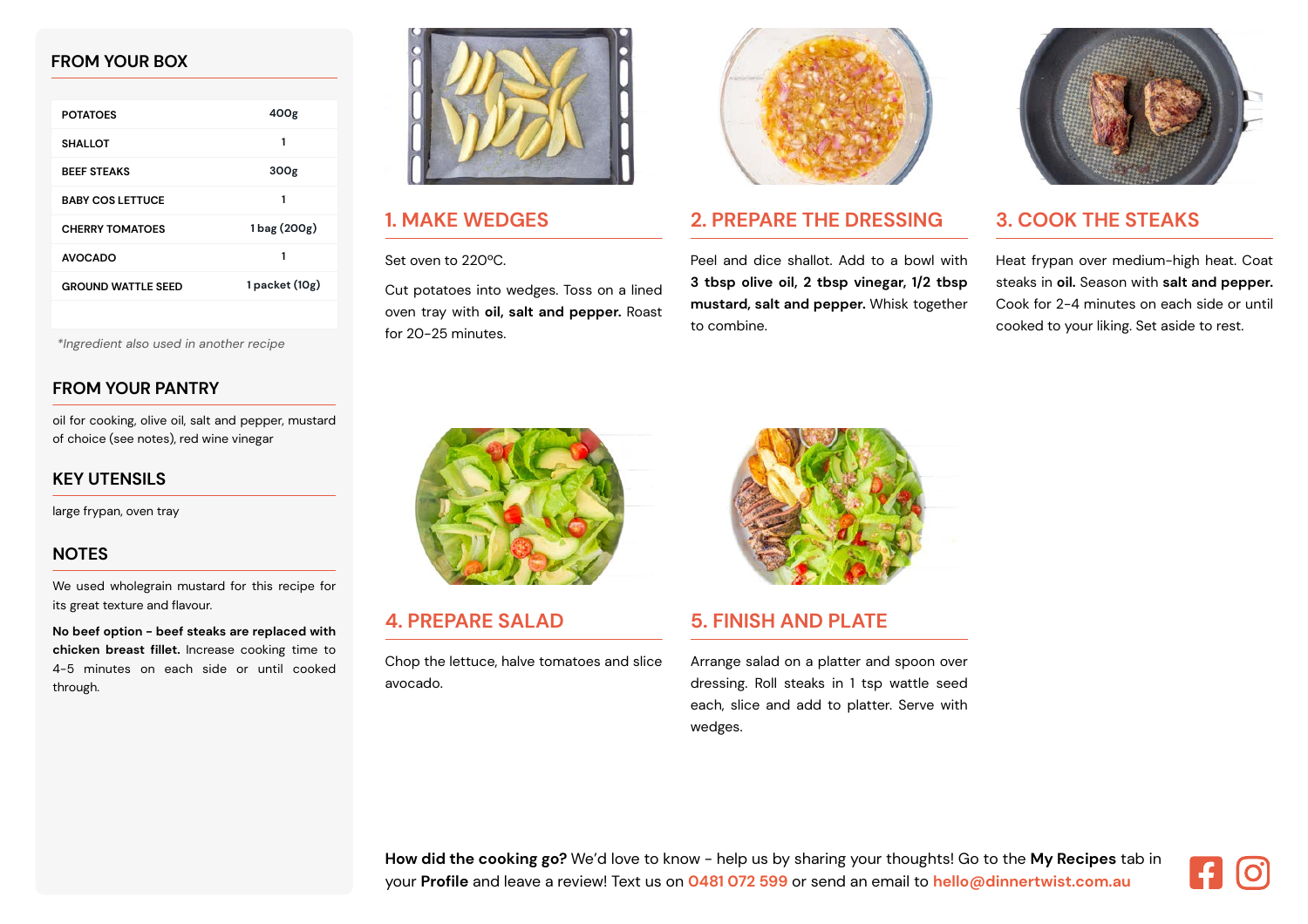## FROM YOUR BOX

| | |
|---|---|
| POTATOES | 400g |
| SHALLOT | 1 |
| BEEF STEAKS | 300g |
| BABY COS LETTUCE | 1 |
| CHERRY TOMATOES | 1 bag (200g) |
| AVOCADO | 1 |
| GROUND WATTLE SEED | 1 packet (10g) |

*\*Ingredient also used in another recipe*

## FROM YOUR PANTRY

oil for cooking, olive oil, salt and pepper, mustard of choice (see notes), red wine vinegar

## KEY UTENSILS

large frypan, oven tray

## NOTES

We used wholegrain mustard for this recipe for its great texture and flavour.

**No beef option - beef steaks are replaced with chicken breast fillet.** Increase cooking time to 4-5 minutes on each side or until cooked through.

## 1. MAKE WEDGES

Set oven to 220°C.

Cut potatoes into wedges. Toss on a lined oven tray with **oil, salt and pepper.** Roast for 20-25 minutes.

## 2. PREPARE THE DRESSING

Peel and dice shallot. Add to a bowl with **3 tbsp olive oil, 2 tbsp vinegar, 1/2 tbsp mustard, salt and pepper.** Whisk together to combine.

## 3. COOK THE STEAKS

Heat frypan over medium-high heat. Coat steaks in **oil.** Season with **salt and pepper.** Cook for 2-4 minutes on each side or until cooked to your liking. Set aside to rest.

## 4. PREPARE SALAD

Chop the lettuce, halve tomatoes and slice avocado.

## 5. FINISH AND PLATE

Arrange salad on a platter and spoon over dressing. Roll steaks in 1 tsp wattle seed each, slice and add to platter. Serve with wedges.

**How did the cooking go?** We'd love to know - help us by sharing your thoughts! Go to the **My Recipes** tab in your **Profile** and leave a review! Text us on 0481 072 599 or send an email to hello@dinnertwist.com.au